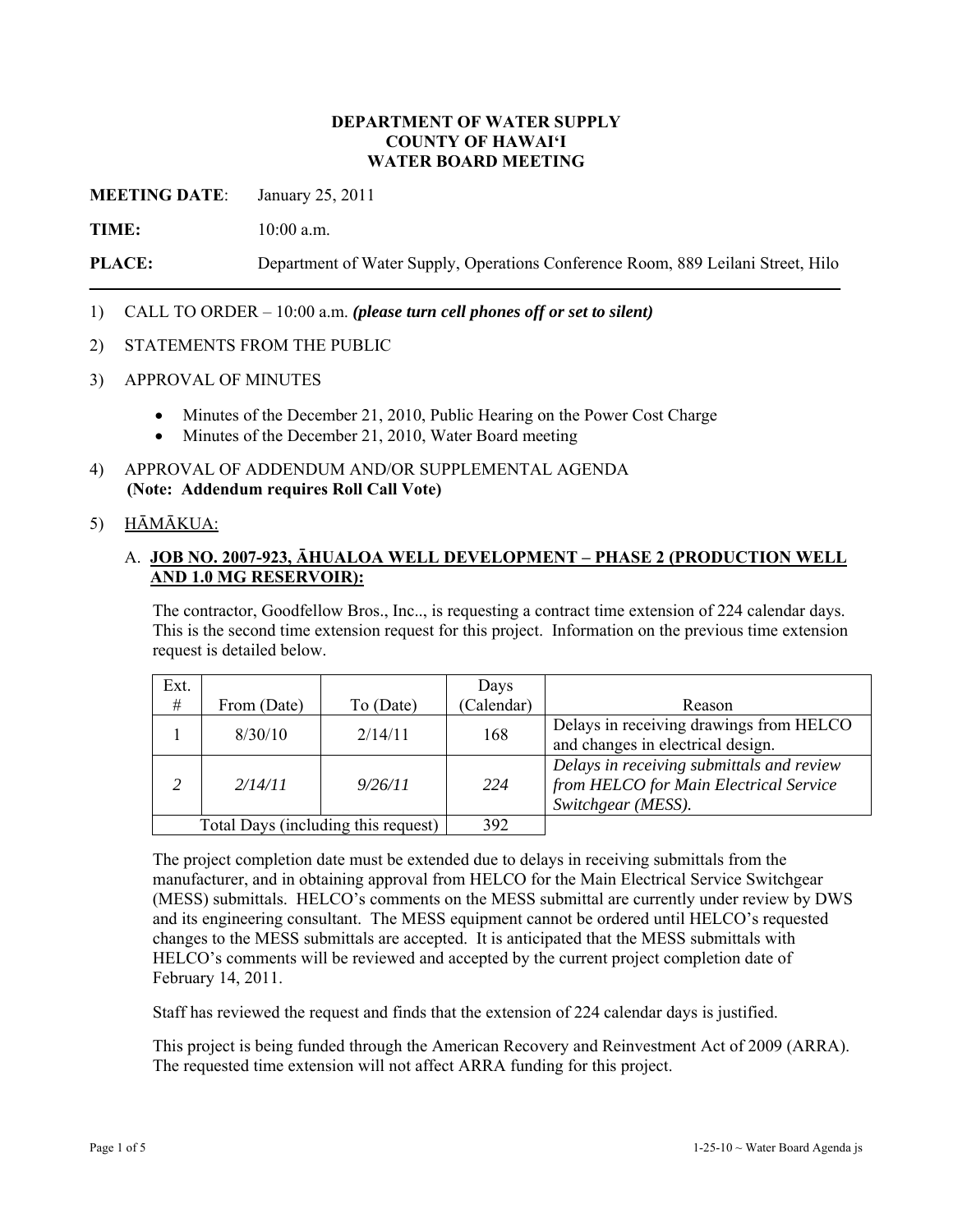**DEPARTMENT OF WATER SUPPLY**
**COUNTY OF HAWAIʻI**
**WATER BOARD MEETING**

**MEETING DATE**: January 25, 2011

**TIME:** 10:00 a.m.

**PLACE:** Department of Water Supply, Operations Conference Room, 889 Leilani Street, Hilo

---

1) CALL TO ORDER – 10:00 a.m. ***(please turn cell phones off or set to silent)***

2) STATEMENTS FROM THE PUBLIC

3) APPROVAL OF MINUTES

   - Minutes of the December 21, 2010, Public Hearing on the Power Cost Charge
   - Minutes of the December 21, 2010, Water Board meeting

4) APPROVAL OF ADDENDUM AND/OR SUPPLEMENTAL AGENDA
   **(Note: Addendum requires Roll Call Vote)**

5) HĀMĀKUA:

   A. **JOB NO. 2007-923, ĀHUALOA WELL DEVELOPMENT – PHASE 2 (PRODUCTION WELL AND 1.0 MG RESERVOIR):**

   The contractor, Goodfellow Bros., Inc.., is requesting a contract time extension of 224 calendar days. This is the second time extension request for this project. Information on the previous time extension request is detailed below.

| Ext. # | From (Date) | To (Date) | Days (Calendar) | Reason |
|---|---|---|---|---|
| 1 | 8/30/10 | 2/14/11 | 168 | Delays in receiving drawings from HELCO and changes in electrical design. |
| *2* | *2/14/11* | *9/26/11* | *224* | *Delays in receiving submittals and review from HELCO for Main Electrical Service Switchgear (MESS).* |
| Total Days (including this request) | | | 392 | |

   The project completion date must be extended due to delays in receiving submittals from the manufacturer, and in obtaining approval from HELCO for the Main Electrical Service Switchgear (MESS) submittals. HELCO's comments on the MESS submittal are currently under review by DWS and its engineering consultant. The MESS equipment cannot be ordered until HELCO's requested changes to the MESS submittals are accepted. It is anticipated that the MESS submittals with HELCO's comments will be reviewed and accepted by the current project completion date of February 14, 2011.

   Staff has reviewed the request and finds that the extension of 224 calendar days is justified.

   This project is being funded through the American Recovery and Reinvestment Act of 2009 (ARRA). The requested time extension will not affect ARRA funding for this project.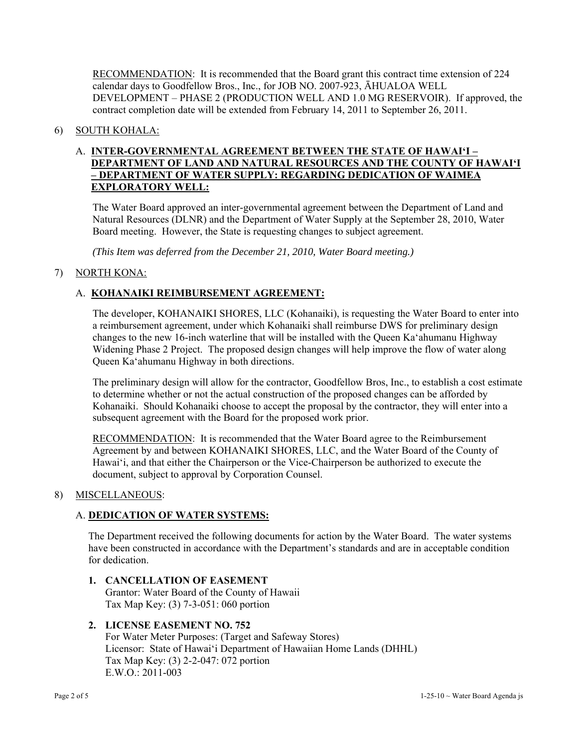<u>RECOMMENDATION</u>: It is recommended that the Board grant this contract time extension of 224 calendar days to Goodfellow Bros., Inc., for JOB NO. 2007-923, ĀHUALOA WELL DEVELOPMENT – PHASE 2 (PRODUCTION WELL AND 1.0 MG RESERVOIR). If approved, the contract completion date will be extended from February 14, 2011 to September 26, 2011.

6) <u>SOUTH KOHALA:</u>

A. **INTER-GOVERNMENTAL AGREEMENT BETWEEN THE STATE OF HAWAIʻI – DEPARTMENT OF LAND AND NATURAL RESOURCES AND THE COUNTY OF HAWAIʻI – DEPARTMENT OF WATER SUPPLY: REGARDING DEDICATION OF WAIMEA EXPLORATORY WELL:**

The Water Board approved an inter-governmental agreement between the Department of Land and Natural Resources (DLNR) and the Department of Water Supply at the September 28, 2010, Water Board meeting. However, the State is requesting changes to subject agreement.

*(This Item was deferred from the December 21, 2010, Water Board meeting.)*

7) <u>NORTH KONA:</u>

A. **KOHANAIKI REIMBURSEMENT AGREEMENT:**

The developer, KOHANAIKI SHORES, LLC (Kohanaiki), is requesting the Water Board to enter into a reimbursement agreement, under which Kohanaiki shall reimburse DWS for preliminary design changes to the new 16-inch waterline that will be installed with the Queen Kaʻahumanu Highway Widening Phase 2 Project. The proposed design changes will help improve the flow of water along Queen Kaʻahumanu Highway in both directions.

The preliminary design will allow for the contractor, Goodfellow Bros, Inc., to establish a cost estimate to determine whether or not the actual construction of the proposed changes can be afforded by Kohanaiki. Should Kohanaiki choose to accept the proposal by the contractor, they will enter into a subsequent agreement with the Board for the proposed work prior.

<u>RECOMMENDATION</u>: It is recommended that the Water Board agree to the Reimbursement Agreement by and between KOHANAIKI SHORES, LLC, and the Water Board of the County of Hawaiʻi, and that either the Chairperson or the Vice-Chairperson be authorized to execute the document, subject to approval by Corporation Counsel.

8) <u>MISCELLANEOUS</u>:

A. **DEDICATION OF WATER SYSTEMS:**

The Department received the following documents for action by the Water Board. The water systems have been constructed in accordance with the Department's standards and are in acceptable condition for dedication.

1. **CANCELLATION OF EASEMENT**
   Grantor: Water Board of the County of Hawaii
   Tax Map Key: (3) 7-3-051: 060 portion

2. **LICENSE EASEMENT NO. 752**
   For Water Meter Purposes: (Target and Safeway Stores)
   Licensor: State of Hawaiʻi Department of Hawaiian Home Lands (DHHL)
   Tax Map Key: (3) 2-2-047: 072 portion
   E.W.O.: 2011-003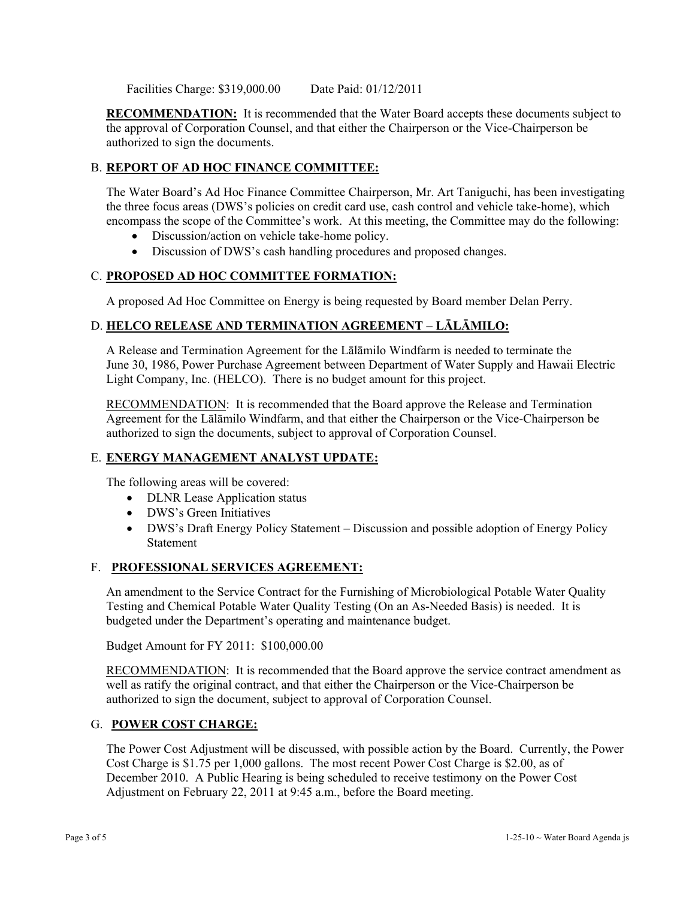Facilities Charge: $319,000.00 Date Paid: 01/12/2011

**RECOMMENDATION:** It is recommended that the Water Board accepts these documents subject to the approval of Corporation Counsel, and that either the Chairperson or the Vice-Chairperson be authorized to sign the documents.

B. **REPORT OF AD HOC FINANCE COMMITTEE:**

The Water Board's Ad Hoc Finance Committee Chairperson, Mr. Art Taniguchi, has been investigating the three focus areas (DWS's policies on credit card use, cash control and vehicle take-home), which encompass the scope of the Committee's work. At this meeting, the Committee may do the following:

- Discussion/action on vehicle take-home policy.
- Discussion of DWS's cash handling procedures and proposed changes.

C. **PROPOSED AD HOC COMMITTEE FORMATION:**

A proposed Ad Hoc Committee on Energy is being requested by Board member Delan Perry.

D. **HELCO RELEASE AND TERMINATION AGREEMENT – LĀLĀMILO:**

A Release and Termination Agreement for the Lālāmilo Windfarm is needed to terminate the June 30, 1986, Power Purchase Agreement between Department of Water Supply and Hawaii Electric Light Company, Inc. (HELCO). There is no budget amount for this project.

RECOMMENDATION: It is recommended that the Board approve the Release and Termination Agreement for the Lālāmilo Windfarm, and that either the Chairperson or the Vice-Chairperson be authorized to sign the documents, subject to approval of Corporation Counsel.

E. **ENERGY MANAGEMENT ANALYST UPDATE:**

The following areas will be covered:

- DLNR Lease Application status
- DWS's Green Initiatives
- DWS's Draft Energy Policy Statement – Discussion and possible adoption of Energy Policy Statement

F. **PROFESSIONAL SERVICES AGREEMENT:**

An amendment to the Service Contract for the Furnishing of Microbiological Potable Water Quality Testing and Chemical Potable Water Quality Testing (On an As-Needed Basis) is needed. It is budgeted under the Department's operating and maintenance budget.

Budget Amount for FY 2011: $100,000.00

RECOMMENDATION: It is recommended that the Board approve the service contract amendment as well as ratify the original contract, and that either the Chairperson or the Vice-Chairperson be authorized to sign the document, subject to approval of Corporation Counsel.

G. **POWER COST CHARGE:**

The Power Cost Adjustment will be discussed, with possible action by the Board. Currently, the Power Cost Charge is $1.75 per 1,000 gallons. The most recent Power Cost Charge is $2.00, as of December 2010. A Public Hearing is being scheduled to receive testimony on the Power Cost Adjustment on February 22, 2011 at 9:45 a.m., before the Board meeting.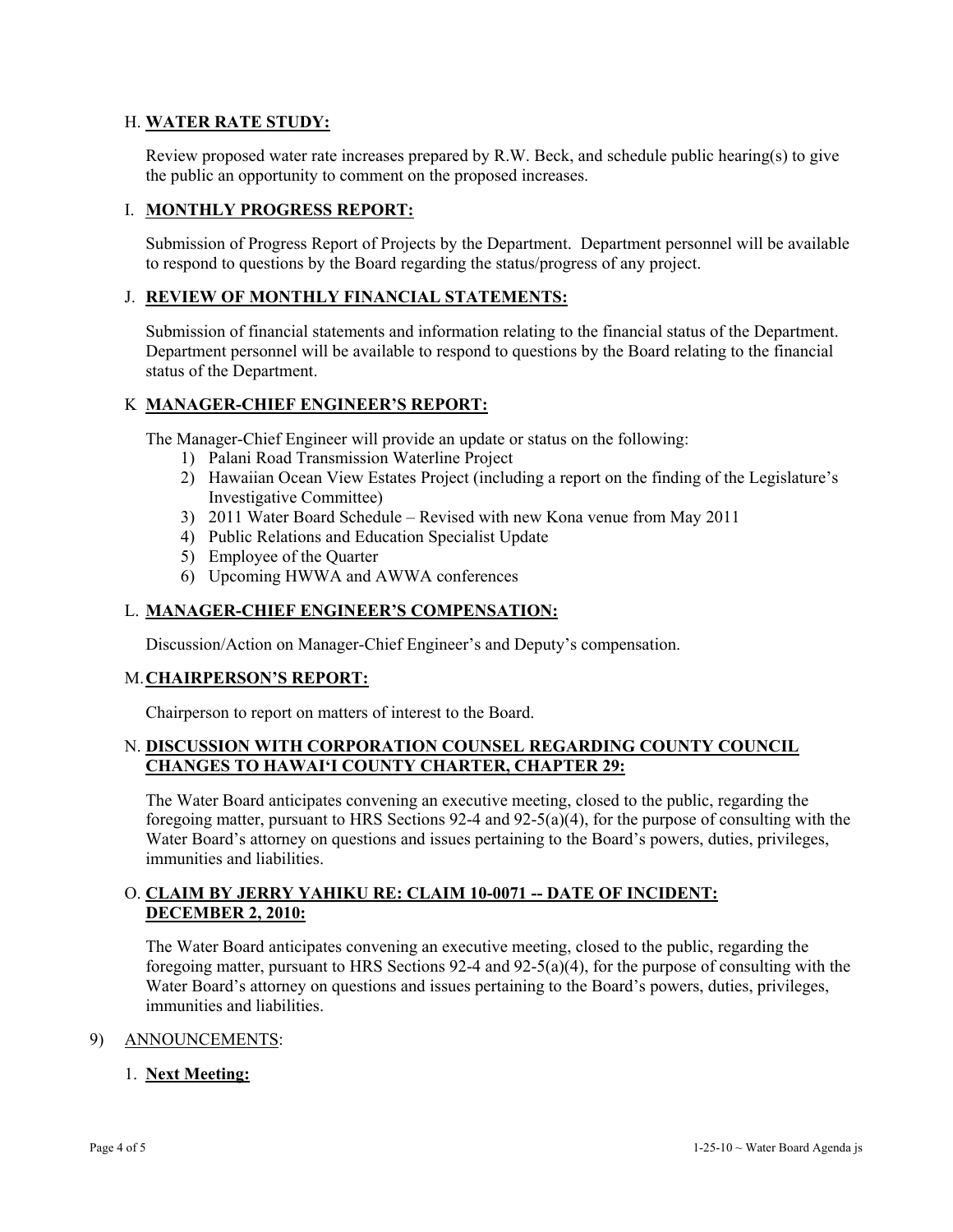H. **WATER RATE STUDY:**

Review proposed water rate increases prepared by R.W. Beck, and schedule public hearing(s) to give the public an opportunity to comment on the proposed increases.

I. **MONTHLY PROGRESS REPORT:**

Submission of Progress Report of Projects by the Department. Department personnel will be available to respond to questions by the Board regarding the status/progress of any project.

J. **REVIEW OF MONTHLY FINANCIAL STATEMENTS:**

Submission of financial statements and information relating to the financial status of the Department. Department personnel will be available to respond to questions by the Board relating to the financial status of the Department.

K **MANAGER-CHIEF ENGINEER'S REPORT:**

The Manager-Chief Engineer will provide an update or status on the following:

1) Palani Road Transmission Waterline Project
2) Hawaiian Ocean View Estates Project (including a report on the finding of the Legislature's Investigative Committee)
3) 2011 Water Board Schedule – Revised with new Kona venue from May 2011
4) Public Relations and Education Specialist Update
5) Employee of the Quarter
6) Upcoming HWWA and AWWA conferences

L. **MANAGER-CHIEF ENGINEER'S COMPENSATION:**

Discussion/Action on Manager-Chief Engineer's and Deputy's compensation.

M. **CHAIRPERSON'S REPORT:**

Chairperson to report on matters of interest to the Board.

N. **DISCUSSION WITH CORPORATION COUNSEL REGARDING COUNTY COUNCIL CHANGES TO HAWAI'I COUNTY CHARTER, CHAPTER 29:**

The Water Board anticipates convening an executive meeting, closed to the public, regarding the foregoing matter, pursuant to HRS Sections 92-4 and 92-5(a)(4), for the purpose of consulting with the Water Board's attorney on questions and issues pertaining to the Board's powers, duties, privileges, immunities and liabilities.

O. **CLAIM BY JERRY YAHIKU RE: CLAIM 10-0071 -- DATE OF INCIDENT: DECEMBER 2, 2010:**

The Water Board anticipates convening an executive meeting, closed to the public, regarding the foregoing matter, pursuant to HRS Sections 92-4 and 92-5(a)(4), for the purpose of consulting with the Water Board's attorney on questions and issues pertaining to the Board's powers, duties, privileges, immunities and liabilities.

9) ANNOUNCEMENTS:

1. **Next Meeting:**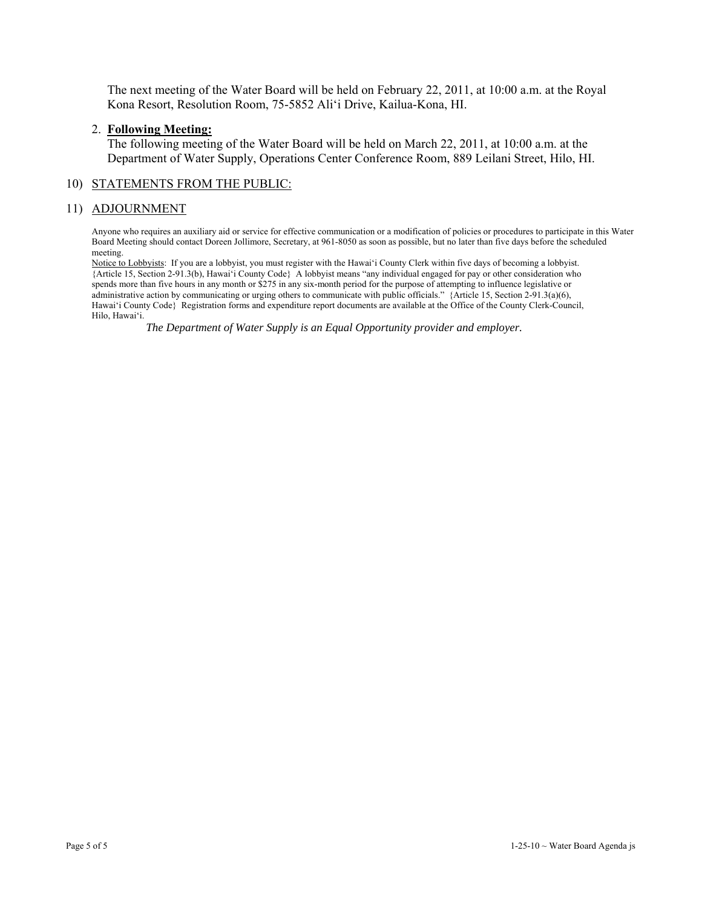The next meeting of the Water Board will be held on February 22, 2011, at 10:00 a.m. at the Royal Kona Resort, Resolution Room, 75-5852 Ali'i Drive, Kailua-Kona, HI.

2. **Following Meeting:**
   The following meeting of the Water Board will be held on March 22, 2011, at 10:00 a.m. at the Department of Water Supply, Operations Center Conference Room, 889 Leilani Street, Hilo, HI.

10) STATEMENTS FROM THE PUBLIC:

11) ADJOURNMENT

Anyone who requires an auxiliary aid or service for effective communication or a modification of policies or procedures to participate in this Water Board Meeting should contact Doreen Jollimore, Secretary, at 961-8050 as soon as possible, but no later than five days before the scheduled meeting.

Notice to Lobbyists: If you are a lobbyist, you must register with the Hawai'i County Clerk within five days of becoming a lobbyist. {Article 15, Section 2-91.3(b), Hawai'i County Code} A lobbyist means "any individual engaged for pay or other consideration who spends more than five hours in any month or $275 in any six-month period for the purpose of attempting to influence legislative or administrative action by communicating or urging others to communicate with public officials." {Article 15, Section 2-91.3(a)(6), Hawai'i County Code} Registration forms and expenditure report documents are available at the Office of the County Clerk-Council, Hilo, Hawai'i.

*The Department of Water Supply is an Equal Opportunity provider and employer.*